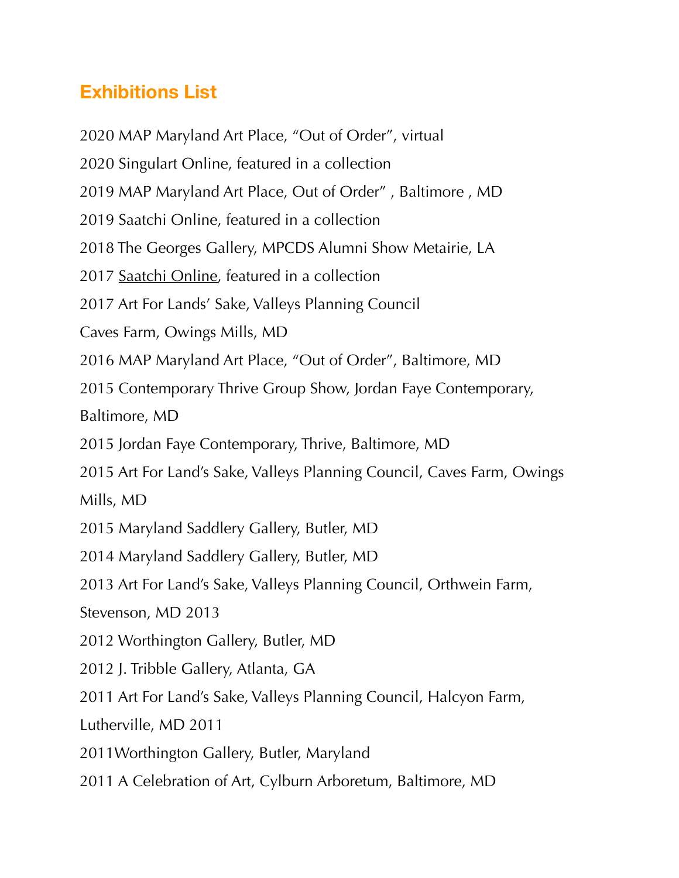## Exhibitions List

2020 MAP Maryland Art Place, "Out of Order", virtual

2020 Singulart Online, featured in a collection

2019 MAP Maryland Art Place, Out of Order" , Baltimore , MD

2019 Saatchi Online, featured in a collection

2018 The Georges Gallery, MPCDS Alumni Show Metairie, LA

2017 Saatchi Online, featured in a collection

2017 Art For Lands' Sake, Valleys Planning Council

Caves Farm, Owings Mills, MD

2016 MAP Maryland Art Place, "Out of Order", Baltimore, MD

2015 Contemporary Thrive Group Show, Jordan Faye Contemporary, Baltimore, MD

2015 Jordan Faye Contemporary, Thrive, Baltimore, MD

2015 Art For Land's Sake, Valleys Planning Council, Caves Farm, Owings Mills, MD

2015 Maryland Saddlery Gallery, Butler, MD

2014 Maryland Saddlery Gallery, Butler, MD

2013 Art For Land's Sake, Valleys Planning Council, Orthwein Farm, Stevenson, MD 2013

2012 Worthington Gallery, Butler, MD

2012 J. Tribble Gallery, Atlanta, GA

2011 Art For Land's Sake, Valleys Planning Council, Halcyon Farm, Lutherville, MD 2011

2011Worthington Gallery, Butler, Maryland

2011 A Celebration of Art, Cylburn Arboretum, Baltimore, MD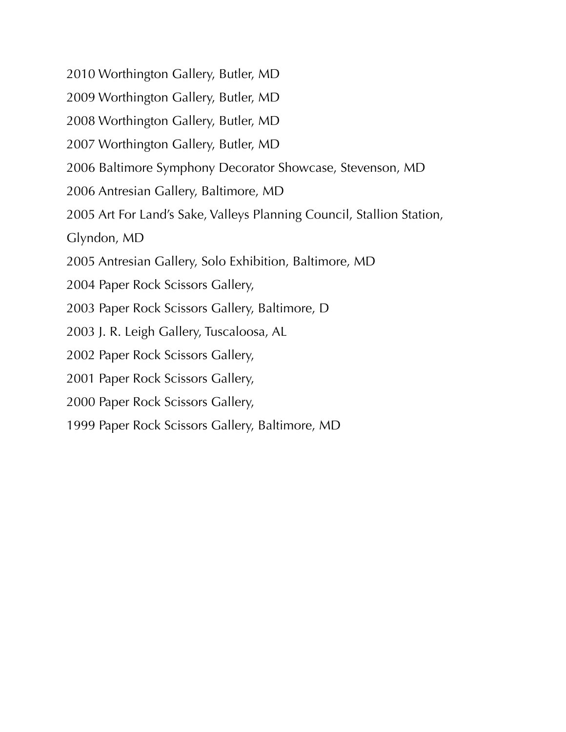2010 Worthington Gallery, Butler, MD

2009 Worthington Gallery, Butler, MD

2008 Worthington Gallery, Butler, MD

2007 Worthington Gallery, Butler, MD

2006 Baltimore Symphony Decorator Showcase, Stevenson, MD

2006 Antresian Gallery, Baltimore, MD

2005 Art For Land's Sake, Valleys Planning Council, Stallion Station, Glyndon, MD

2005 Antresian Gallery, Solo Exhibition, Baltimore, MD

2004 Paper Rock Scissors Gallery,

2003 Paper Rock Scissors Gallery, Baltimore, D

2003 J. R. Leigh Gallery, Tuscaloosa, AL

2002 Paper Rock Scissors Gallery,

2001 Paper Rock Scissors Gallery,

2000 Paper Rock Scissors Gallery,

1999 Paper Rock Scissors Gallery, Baltimore, MD